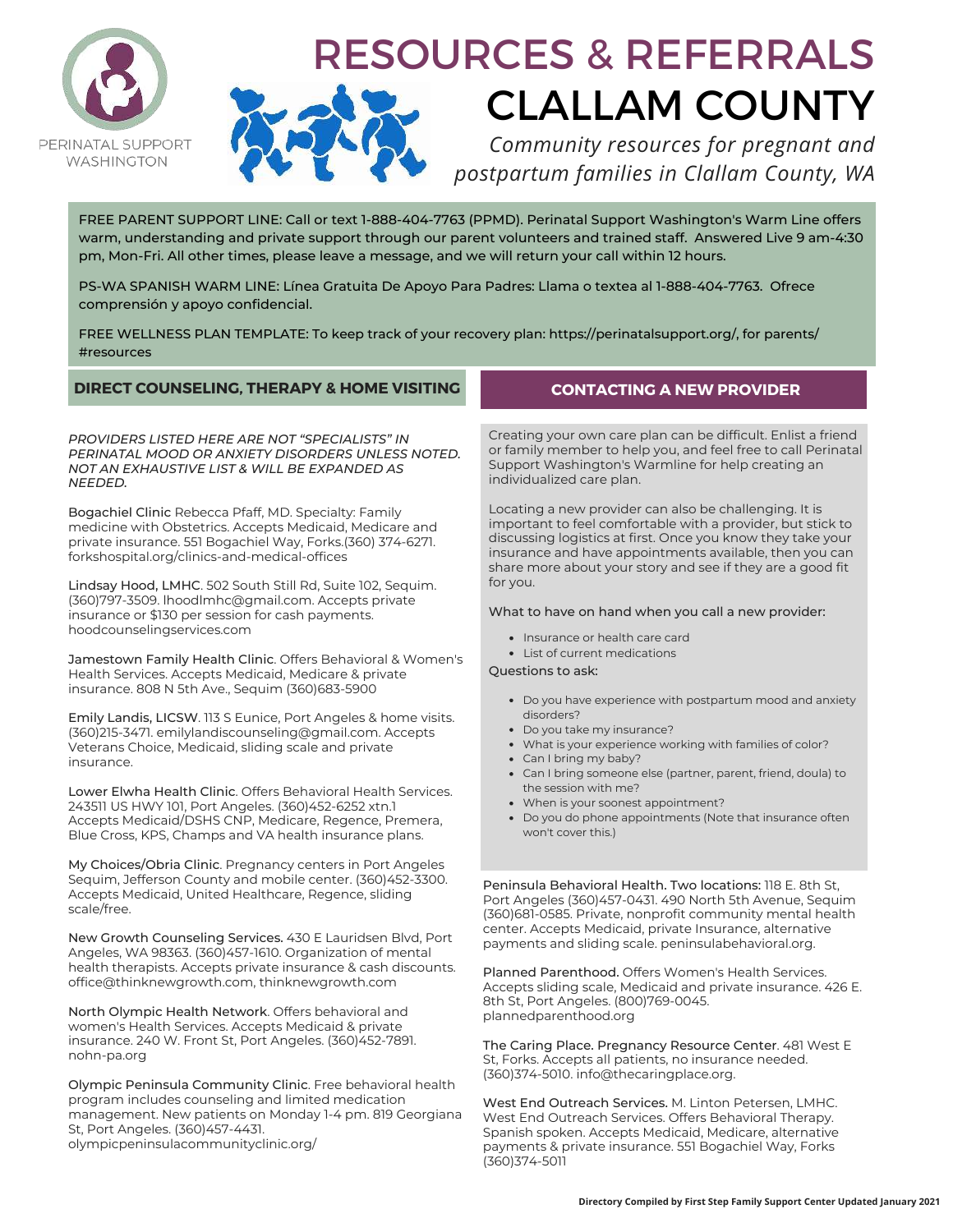PERINATAL SUPPORT WASHINGTON

# RESOURCES & REFERRALS
# CLALLAM COUNTY

*Community resources for pregnant and postpartum families in Clallam County, WA*

FREE PARENT SUPPORT LINE: Call or text 1-888-404-7763 (PPMD). Perinatal Support Washington's Warm Line offers warm, understanding and private support through our parent volunteers and trained staff. Answered Live 9 am-4:30 pm, Mon-Fri. All other times, please leave a message, and we will return your call within 12 hours.

PS-WA SPANISH WARM LINE: Línea Gratuita De Apoyo Para Padres: Llama o textea al 1-888-404-7763. Ofrece comprensión y apoyo confidencial.

FREE WELLNESS PLAN TEMPLATE: To keep track of your recovery plan: https://perinatalsupport.org/, for parents/ #resources

## DIRECT COUNSELING, THERAPY & HOME VISITING

*PROVIDERS LISTED HERE ARE NOT "SPECIALISTS" IN PERINATAL MOOD OR ANXIETY DISORDERS UNLESS NOTED. NOT AN EXHAUSTIVE LIST & WILL BE EXPANDED AS NEEDED.*

Bogachiel Clinic Rebecca Pfaff, MD. Specialty: Family medicine with Obstetrics. Accepts Medicaid, Medicare and private insurance. 551 Bogachiel Way, Forks.(360) 374-6271. forkshospital.org/clinics-and-medical-offices

Lindsay Hood, LMHC. 502 South Still Rd, Suite 102, Sequim. (360)797-3509. lhoodlmhc@gmail.com. Accepts private insurance or $130 per session for cash payments. hoodcounselingservices.com

Jamestown Family Health Clinic. Offers Behavioral & Women's Health Services. Accepts Medicaid, Medicare & private insurance. 808 N 5th Ave., Sequim (360)683-5900

Emily Landis, LICSW. 113 S Eunice, Port Angeles & home visits. (360)215-3471. emilylandiscounseling@gmail.com. Accepts Veterans Choice, Medicaid, sliding scale and private insurance.

Lower Elwha Health Clinic. Offers Behavioral Health Services. 243511 US HWY 101, Port Angeles. (360)452-6252 xtn.1 Accepts Medicaid/DSHS CNP, Medicare, Regence, Premera, Blue Cross, KPS, Champs and VA health insurance plans.

My Choices/Obria Clinic. Pregnancy centers in Port Angeles Sequim, Jefferson County and mobile center. (360)452-3300. Accepts Medicaid, United Healthcare, Regence, sliding scale/free.

New Growth Counseling Services. 430 E Lauridsen Blvd, Port Angeles, WA 98363. (360)457-1610. Organization of mental health therapists. Accepts private insurance & cash discounts. office@thinknewgrowth.com, thinknewgrowth.com

North Olympic Health Network. Offers behavioral and women's Health Services. Accepts Medicaid & private insurance. 240 W. Front St, Port Angeles. (360)452-7891. nohn-pa.org

Olympic Peninsula Community Clinic. Free behavioral health program includes counseling and limited medication management. New patients on Monday 1-4 pm. 819 Georgiana St, Port Angeles. (360)457-4431. olympicpeninsulacommunityclinic.org/

## CONTACTING A NEW PROVIDER

Creating your own care plan can be difficult. Enlist a friend or family member to help you, and feel free to call Perinatal Support Washington's Warmline for help creating an individualized care plan.

Locating a new provider can also be challenging. It is important to feel comfortable with a provider, but stick to discussing logistics at first. Once you know they take your insurance and have appointments available, then you can share more about your story and see if they are a good fit for you.

What to have on hand when you call a new provider:

- Insurance or health care card
- List of current medications

Questions to ask:

- Do you have experience with postpartum mood and anxiety disorders?
- Do you take my insurance?
- What is your experience working with families of color?
- Can I bring my baby?
- Can I bring someone else (partner, parent, friend, doula) to the session with me?
- When is your soonest appointment?
- Do you do phone appointments (Note that insurance often won't cover this.)

Peninsula Behavioral Health. Two locations: 118 E. 8th St, Port Angeles (360)457-0431. 490 North 5th Avenue, Sequim (360)681-0585. Private, nonprofit community mental health center. Accepts Medicaid, private Insurance, alternative payments and sliding scale. peninsulabehavioral.org.

Planned Parenthood. Offers Women's Health Services. Accepts sliding scale, Medicaid and private insurance. 426 E. 8th St, Port Angeles. (800)769-0045. plannedparenthood.org

The Caring Place. Pregnancy Resource Center. 481 West E St, Forks. Accepts all patients, no insurance needed. (360)374-5010. info@thecaringplace.org.

West End Outreach Services. M. Linton Petersen, LMHC. West End Outreach Services. Offers Behavioral Therapy. Spanish spoken. Accepts Medicaid, Medicare, alternative payments & private insurance. 551 Bogachiel Way, Forks (360)374-5011

**Directory Compiled by First Step Family Support Center Updated January 2021**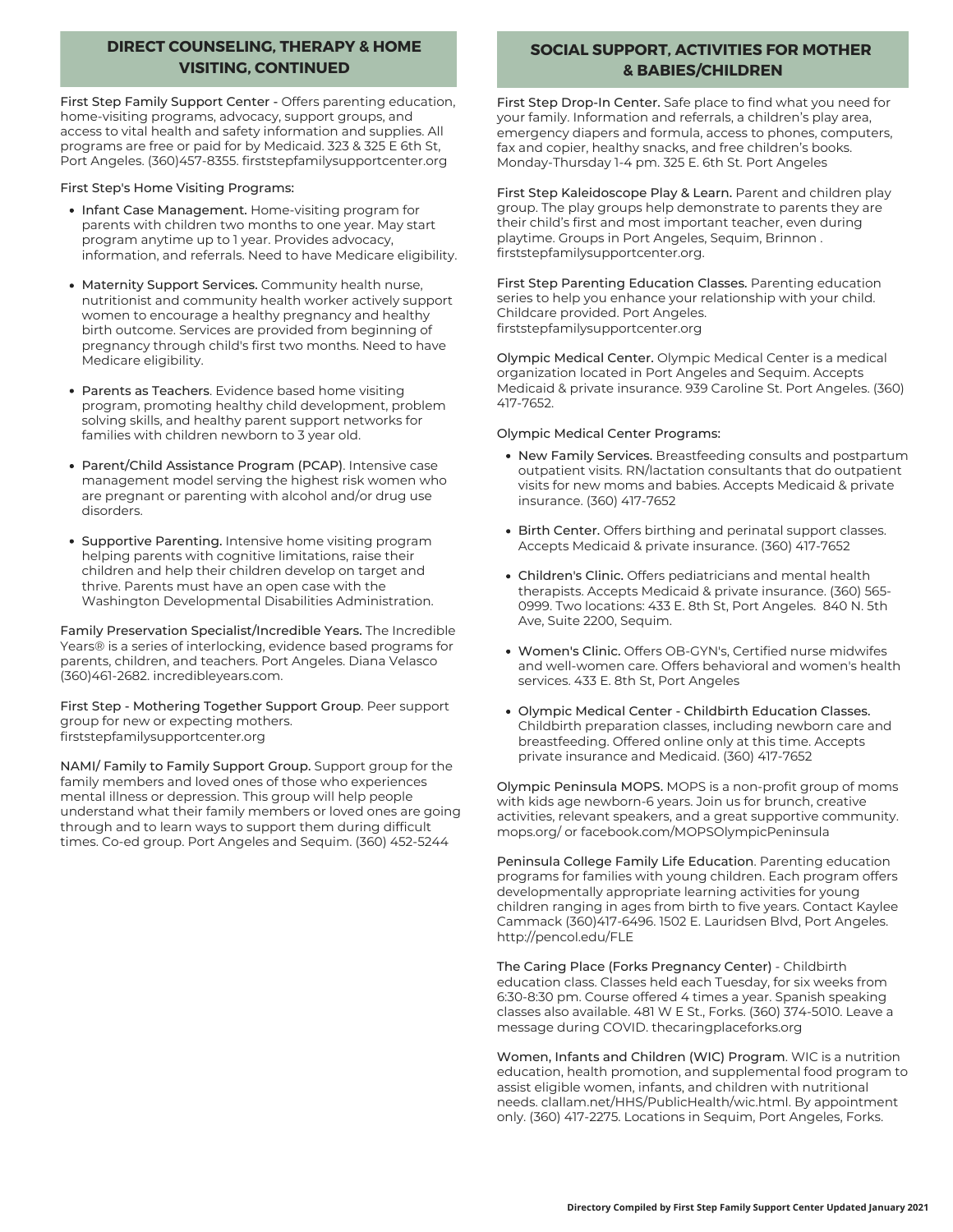## DIRECT COUNSELING, THERAPY & HOME VISITING, CONTINUED

First Step Family Support Center - Offers parenting education, home-visiting programs, advocacy, support groups, and access to vital health and safety information and supplies. All programs are free or paid for by Medicaid. 323 & 325 E 6th St, Port Angeles. (360)457-8355. firststepfamilysupportcenter.org

First Step's Home Visiting Programs:

- Infant Case Management. Home-visiting program for parents with children two months to one year. May start program anytime up to 1 year. Provides advocacy, information, and referrals. Need to have Medicare eligibility.
- Maternity Support Services. Community health nurse, nutritionist and community health worker actively support women to encourage a healthy pregnancy and healthy birth outcome. Services are provided from beginning of pregnancy through child's first two months. Need to have Medicare eligibility.
- Parents as Teachers. Evidence based home visiting program, promoting healthy child development, problem solving skills, and healthy parent support networks for families with children newborn to 3 year old.
- Parent/Child Assistance Program (PCAP). Intensive case management model serving the highest risk women who are pregnant or parenting with alcohol and/or drug use disorders.
- Supportive Parenting. Intensive home visiting program helping parents with cognitive limitations, raise their children and help their children develop on target and thrive. Parents must have an open case with the Washington Developmental Disabilities Administration.

Family Preservation Specialist/Incredible Years. The Incredible Years® is a series of interlocking, evidence based programs for parents, children, and teachers. Port Angeles. Diana Velasco (360)461-2682. incredibleyears.com.

First Step - Mothering Together Support Group. Peer support group for new or expecting mothers. firststepfamilysupportcenter.org

NAMI/ Family to Family Support Group. Support group for the family members and loved ones of those who experiences mental illness or depression. This group will help people understand what their family members or loved ones are going through and to learn ways to support them during difficult times. Co-ed group. Port Angeles and Sequim. (360) 452-5244

## SOCIAL SUPPORT, ACTIVITIES FOR MOTHER & BABIES/CHILDREN

First Step Drop-In Center. Safe place to find what you need for your family. Information and referrals, a children's play area, emergency diapers and formula, access to phones, computers, fax and copier, healthy snacks, and free children's books. Monday-Thursday 1-4 pm. 325 E. 6th St. Port Angeles

First Step Kaleidoscope Play & Learn. Parent and children play group. The play groups help demonstrate to parents they are their child's first and most important teacher, even during playtime. Groups in Port Angeles, Sequim, Brinnon . firststepfamilysupportcenter.org.

First Step Parenting Education Classes. Parenting education series to help you enhance your relationship with your child. Childcare provided. Port Angeles. firststepfamilysupportcenter.org

Olympic Medical Center. Olympic Medical Center is a medical organization located in Port Angeles and Sequim. Accepts Medicaid & private insurance. 939 Caroline St. Port Angeles. (360) 417-7652.

Olympic Medical Center Programs:

- New Family Services. Breastfeeding consults and postpartum outpatient visits. RN/lactation consultants that do outpatient visits for new moms and babies. Accepts Medicaid & private insurance. (360) 417-7652
- Birth Center. Offers birthing and perinatal support classes. Accepts Medicaid & private insurance. (360) 417-7652
- Children's Clinic. Offers pediatricians and mental health therapists. Accepts Medicaid & private insurance. (360) 565-0999. Two locations: 433 E. 8th St, Port Angeles. 840 N. 5th Ave, Suite 2200, Sequim.
- Women's Clinic. Offers OB-GYN's, Certified nurse midwifes and well-women care. Offers behavioral and women's health services. 433 E. 8th St, Port Angeles
- Olympic Medical Center - Childbirth Education Classes. Childbirth preparation classes, including newborn care and breastfeeding. Offered online only at this time. Accepts private insurance and Medicaid. (360) 417-7652

Olympic Peninsula MOPS. MOPS is a non-profit group of moms with kids age newborn-6 years. Join us for brunch, creative activities, relevant speakers, and a great supportive community. mops.org/ or facebook.com/MOPSOlympicPeninsula

Peninsula College Family Life Education. Parenting education programs for families with young children. Each program offers developmentally appropriate learning activities for young children ranging in ages from birth to five years. Contact Kaylee Cammack (360)417-6496. 1502 E. Lauridsen Blvd, Port Angeles. http://pencol.edu/FLE

The Caring Place (Forks Pregnancy Center) - Childbirth education class. Classes held each Tuesday, for six weeks from 6:30-8:30 pm. Course offered 4 times a year. Spanish speaking classes also available. 481 W E St., Forks. (360) 374-5010. Leave a message during COVID. thecaringplaceforks.org

Women, Infants and Children (WIC) Program. WIC is a nutrition education, health promotion, and supplemental food program to assist eligible women, infants, and children with nutritional needs. clallam.net/HHS/PublicHealth/wic.html. By appointment only. (360) 417-2275. Locations in Sequim, Port Angeles, Forks.

**Directory Compiled by First Step Family Support Center Updated January 2021**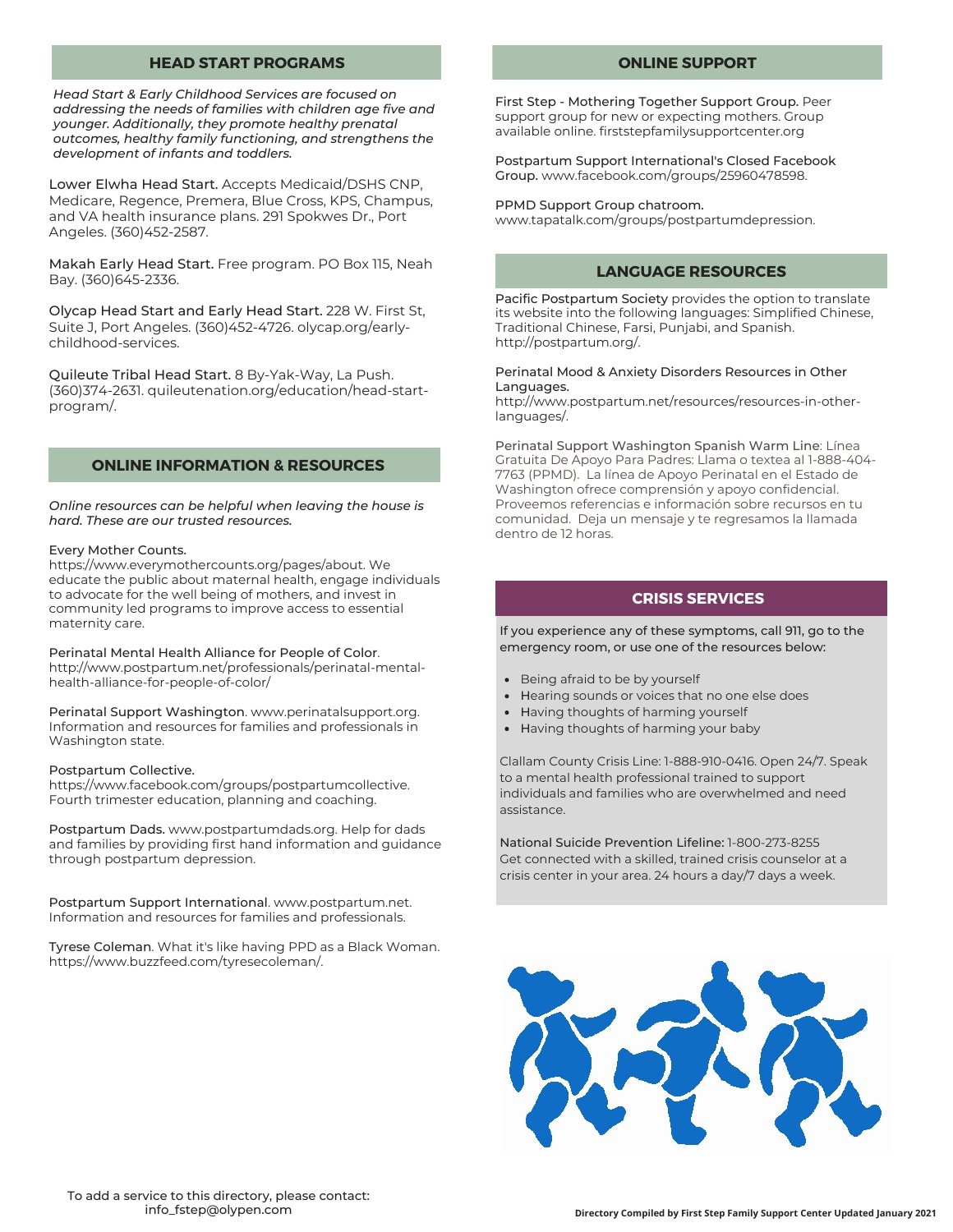## HEAD START PROGRAMS

*Head Start & Early Childhood Services are focused on addressing the needs of families with children age five and younger. Additionally, they promote healthy prenatal outcomes, healthy family functioning, and strengthens the development of infants and toddlers.*

Lower Elwha Head Start. Accepts Medicaid/DSHS CNP, Medicare, Regence, Premera, Blue Cross, KPS, Champus, and VA health insurance plans. 291 Spokwes Dr., Port Angeles. (360)452-2587.

Makah Early Head Start. Free program. PO Box 115, Neah Bay. (360)645-2336.

Olycap Head Start and Early Head Start. 228 W. First St, Suite J, Port Angeles. (360)452-4726. olycap.org/early-childhood-services.

Quileute Tribal Head Start. 8 By-Yak-Way, La Push. (360)374-2631. quileutenation.org/education/head-start-program/.

## ONLINE INFORMATION & RESOURCES

*Online resources can be helpful when leaving the house is hard. These are our trusted resources.*

Every Mother Counts.
https://www.everymothercounts.org/pages/about. We educate the public about maternal health, engage individuals to advocate for the well being of mothers, and invest in community led programs to improve access to essential maternity care.

Perinatal Mental Health Alliance for People of Color.
http://www.postpartum.net/professionals/perinatal-mental-health-alliance-for-people-of-color/

Perinatal Support Washington. www.perinatalsupport.org. Information and resources for families and professionals in Washington state.

Postpartum Collective.
https://www.facebook.com/groups/postpartumcollective. Fourth trimester education, planning and coaching.

Postpartum Dads. www.postpartumdads.org. Help for dads and families by providing first hand information and guidance through postpartum depression.

Postpartum Support International. www.postpartum.net. Information and resources for families and professionals.

Tyrese Coleman. What it's like having PPD as a Black Woman. https://www.buzzfeed.com/tyresecoleman/.

## ONLINE SUPPORT

First Step - Mothering Together Support Group. Peer support group for new or expecting mothers. Group available online. firststepfamilysupportcenter.org

Postpartum Support International's Closed Facebook Group. www.facebook.com/groups/25960478598.

PPMD Support Group chatroom.
www.tapatalk.com/groups/postpartumdepression.

## LANGUAGE RESOURCES

Pacific Postpartum Society provides the option to translate its website into the following languages: Simplified Chinese, Traditional Chinese, Farsi, Punjabi, and Spanish. http://postpartum.org/.

Perinatal Mood & Anxiety Disorders Resources in Other Languages.
http://www.postpartum.net/resources/resources-in-other-languages/.

Perinatal Support Washington Spanish Warm Line: Línea Gratuita De Apoyo Para Padres: Llama o textea al 1-888-404-7763 (PPMD). La línea de Apoyo Perinatal en el Estado de Washington ofrece comprensión y apoyo confidencial. Proveemos referencias e información sobre recursos en tu comunidad. Deja un mensaje y te regresamos la llamada dentro de 12 horas.

## CRISIS SERVICES

If you experience any of these symptoms, call 911, go to the emergency room, or use one of the resources below:

- Being afraid to be by yourself
- Hearing sounds or voices that no one else does
- Having thoughts of harming yourself
- Having thoughts of harming your baby

Clallam County Crisis Line: 1-888-910-0416. Open 24/7. Speak to a mental health professional trained to support individuals and families who are overwhelmed and need assistance.

National Suicide Prevention Lifeline: 1-800-273-8255
Get connected with a skilled, trained crisis counselor at a crisis center in your area. 24 hours a day/7 days a week.

To add a service to this directory, please contact:
info_fstep@olypen.com

**Directory Compiled by First Step Family Support Center Updated January 2021**